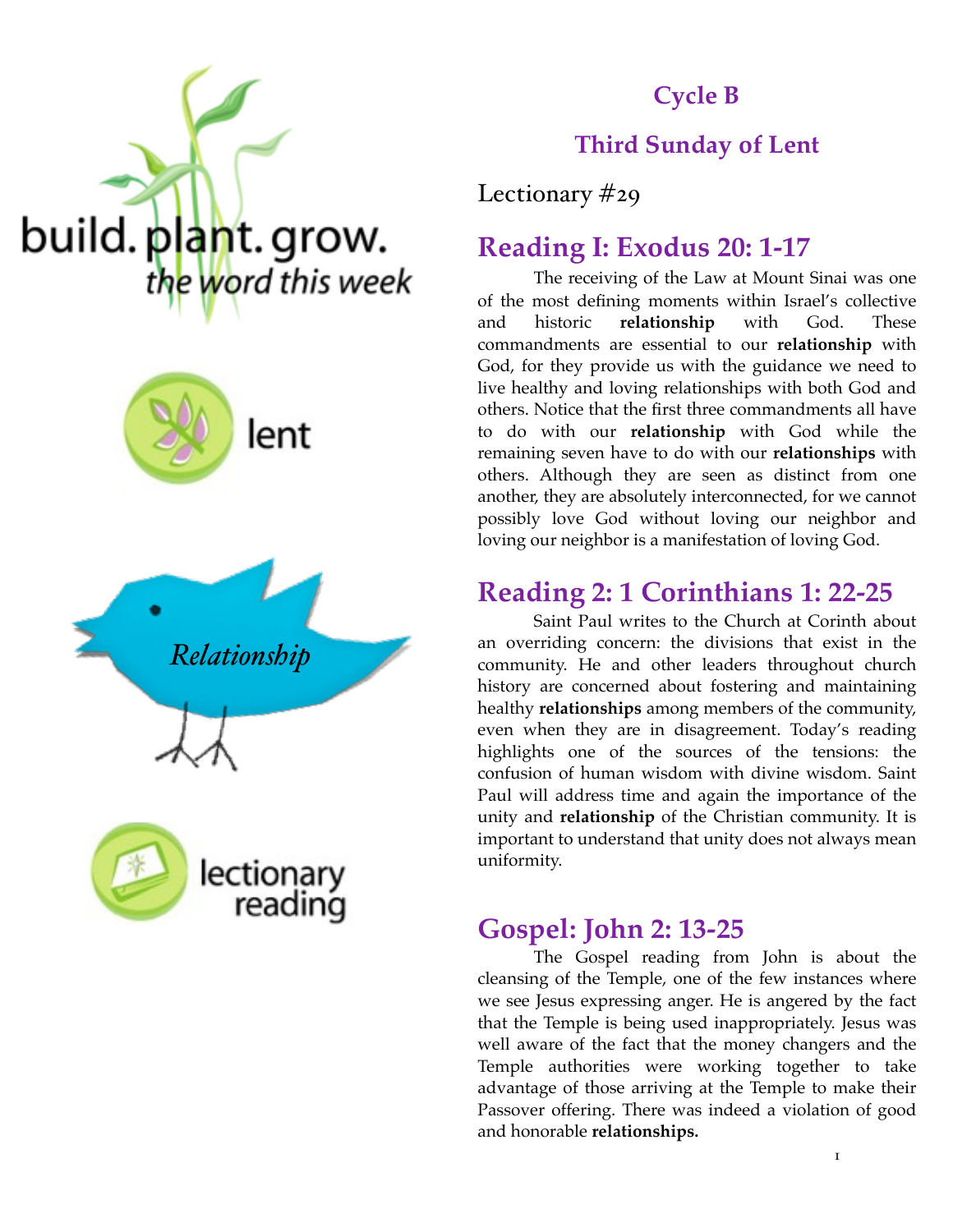build. plant. grow.
*the word this week*

lent

*Relationship*

lectionary reading

## Cycle B

## Third Sunday of Lent

Lectionary #29

## Reading I: Exodus 20: 1-17

The receiving of the Law at Mount Sinai was one of the most defining moments within Israel's collective and historic **relationship** with God. These commandments are essential to our **relationship** with God, for they provide us with the guidance we need to live healthy and loving relationships with both God and others. Notice that the first three commandments all have to do with our **relationship** with God while the remaining seven have to do with our **relationships** with others. Although they are seen as distinct from one another, they are absolutely interconnected, for we cannot possibly love God without loving our neighbor and loving our neighbor is a manifestation of loving God.

## Reading 2: 1 Corinthians 1: 22-25

Saint Paul writes to the Church at Corinth about an overriding concern: the divisions that exist in the community. He and other leaders throughout church history are concerned about fostering and maintaining healthy **relationships** among members of the community, even when they are in disagreement. Today's reading highlights one of the sources of the tensions: the confusion of human wisdom with divine wisdom. Saint Paul will address time and again the importance of the unity and **relationship** of the Christian community. It is important to understand that unity does not always mean uniformity.

## Gospel: John 2: 13-25

The Gospel reading from John is about the cleansing of the Temple, one of the few instances where we see Jesus expressing anger. He is angered by the fact that the Temple is being used inappropriately. Jesus was well aware of the fact that the money changers and the Temple authorities were working together to take advantage of those arriving at the Temple to make their Passover offering. There was indeed a violation of good and honorable **relationships.**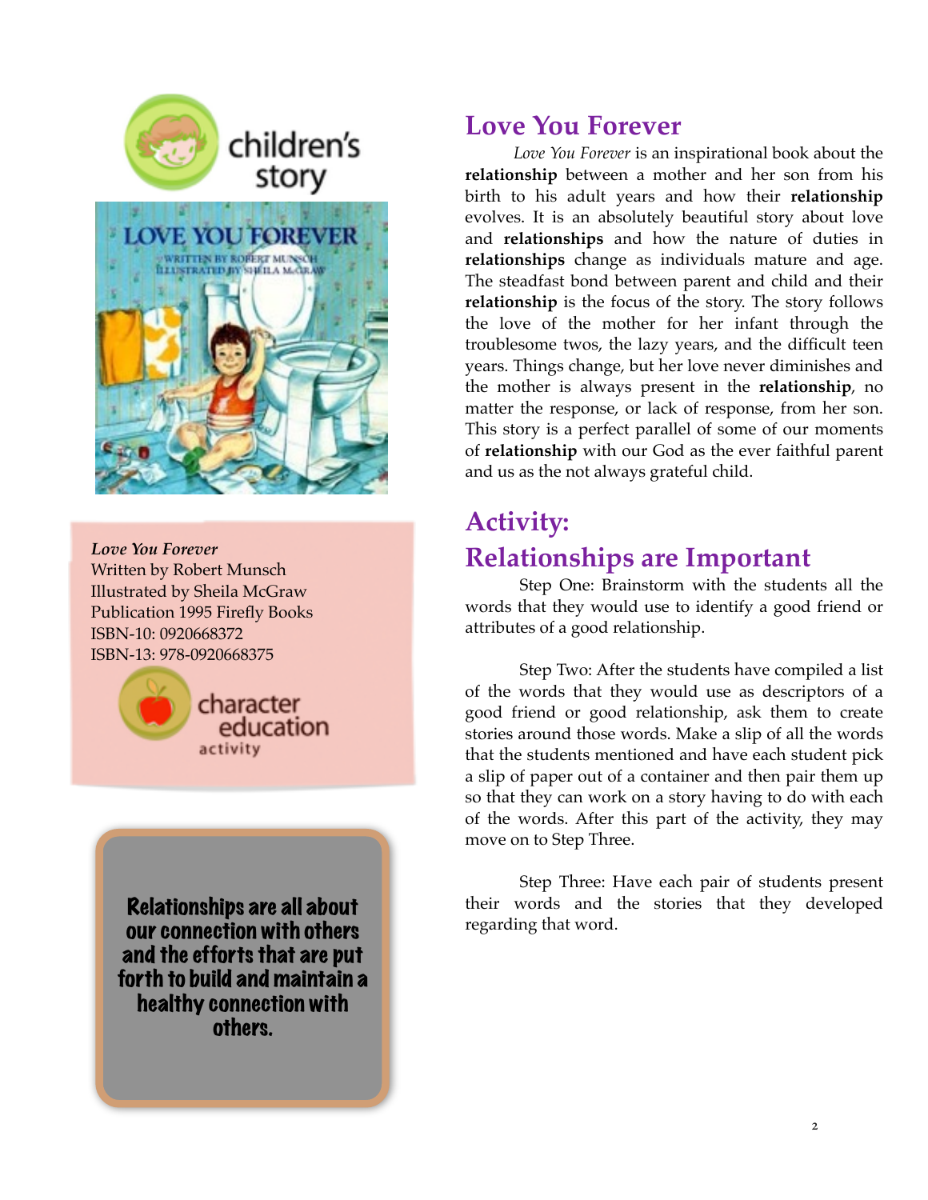children's story

## Love You Forever

*Love You Forever* is an inspirational book about the **relationship** between a mother and her son from his birth to his adult years and how their **relationship** evolves. It is an absolutely beautiful story about love and **relationships** and how the nature of duties in **relationships** change as individuals mature and age. The steadfast bond between parent and child and their **relationship** is the focus of the story. The story follows the love of the mother for her infant through the troublesome twos, the lazy years, and the difficult teen years. Things change, but her love never diminishes and the mother is always present in the **relationship**, no matter the response, or lack of response, from her son. This story is a perfect parallel of some of our moments of **relationship** with our God as the ever faithful parent and us as the not always grateful child.

*Love You Forever*
Written by Robert Munsch
Illustrated by Sheila McGraw
Publication 1995 Firefly Books
ISBN-10: 0920668372
ISBN-13: 978-0920668375

character education activity

## Activity: Relationships are Important

Step One: Brainstorm with the students all the words that they would use to identify a good friend or attributes of a good relationship.

Step Two: After the students have compiled a list of the words that they would use as descriptors of a good friend or good relationship, ask them to create stories around those words. Make a slip of all the words that the students mentioned and have each student pick a slip of paper out of a container and then pair them up so that they can work on a story having to do with each of the words. After this part of the activity, they may move on to Step Three.

Step Three: Have each pair of students present their words and the stories that they developed regarding that word.

**Relationships are all about our connection with others and the efforts that are put forth to build and maintain a healthy connection with others.**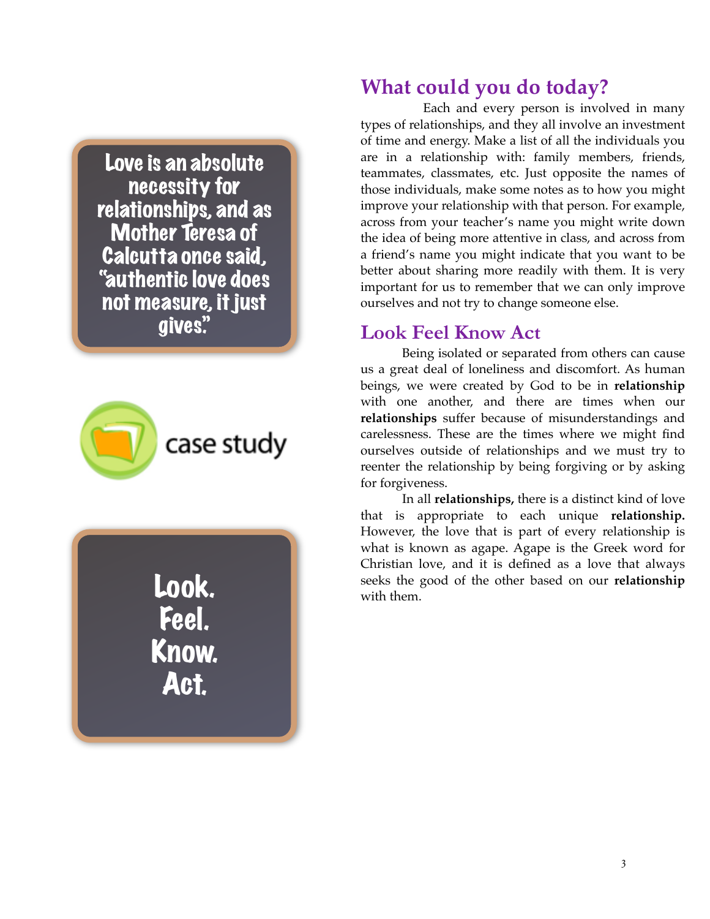Love is an absolute necessity for relationships, and as Mother Teresa of Calcutta once said, "authentic love does not measure, it just gives."

case study

Look. Feel. Know. Act.

## What could you do today?

Each and every person is involved in many types of relationships, and they all involve an investment of time and energy. Make a list of all the individuals you are in a relationship with: family members, friends, teammates, classmates, etc. Just opposite the names of those individuals, make some notes as to how you might improve your relationship with that person. For example, across from your teacher's name you might write down the idea of being more attentive in class, and across from a friend's name you might indicate that you want to be better about sharing more readily with them. It is very important for us to remember that we can only improve ourselves and not try to change someone else.

## Look Feel Know Act

Being isolated or separated from others can cause us a great deal of loneliness and discomfort. As human beings, we were created by God to be in **relationship** with one another, and there are times when our **relationships** suffer because of misunderstandings and carelessness. These are the times where we might find ourselves outside of relationships and we must try to reenter the relationship by being forgiving or by asking for forgiveness.

In all **relationships,** there is a distinct kind of love that is appropriate to each unique **relationship.** However, the love that is part of every relationship is what is known as agape. Agape is the Greek word for Christian love, and it is defined as a love that always seeks the good of the other based on our **relationship** with them.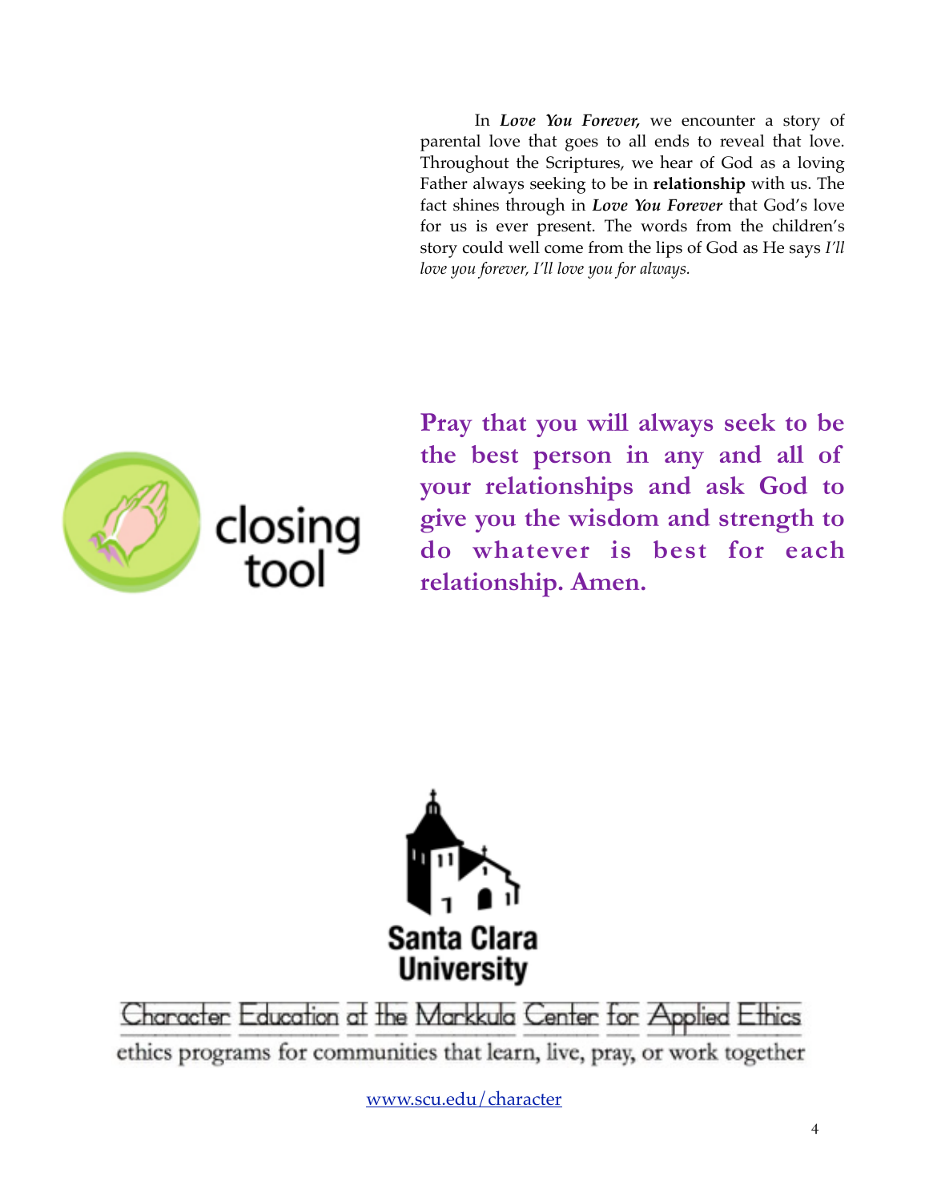In ***Love You Forever,*** we encounter a story of parental love that goes to all ends to reveal that love. Throughout the Scriptures, we hear of God as a loving Father always seeking to be in **relationship** with us. The fact shines through in ***Love You Forever*** that God's love for us is ever present. The words from the children's story could well come from the lips of God as He says *I'll love you forever, I'll love you for always.*

closing tool

**Pray that you will always seek to be the best person in any and all of your relationships and ask God to give you the wisdom and strength to do whatever is best for each relationship. Amen.**

Santa Clara University

Character Education at the Markkula Center for Applied Ethics

ethics programs for communities that learn, live, pray, or work together

[www.scu.edu/character](http://www.scu.edu/character)